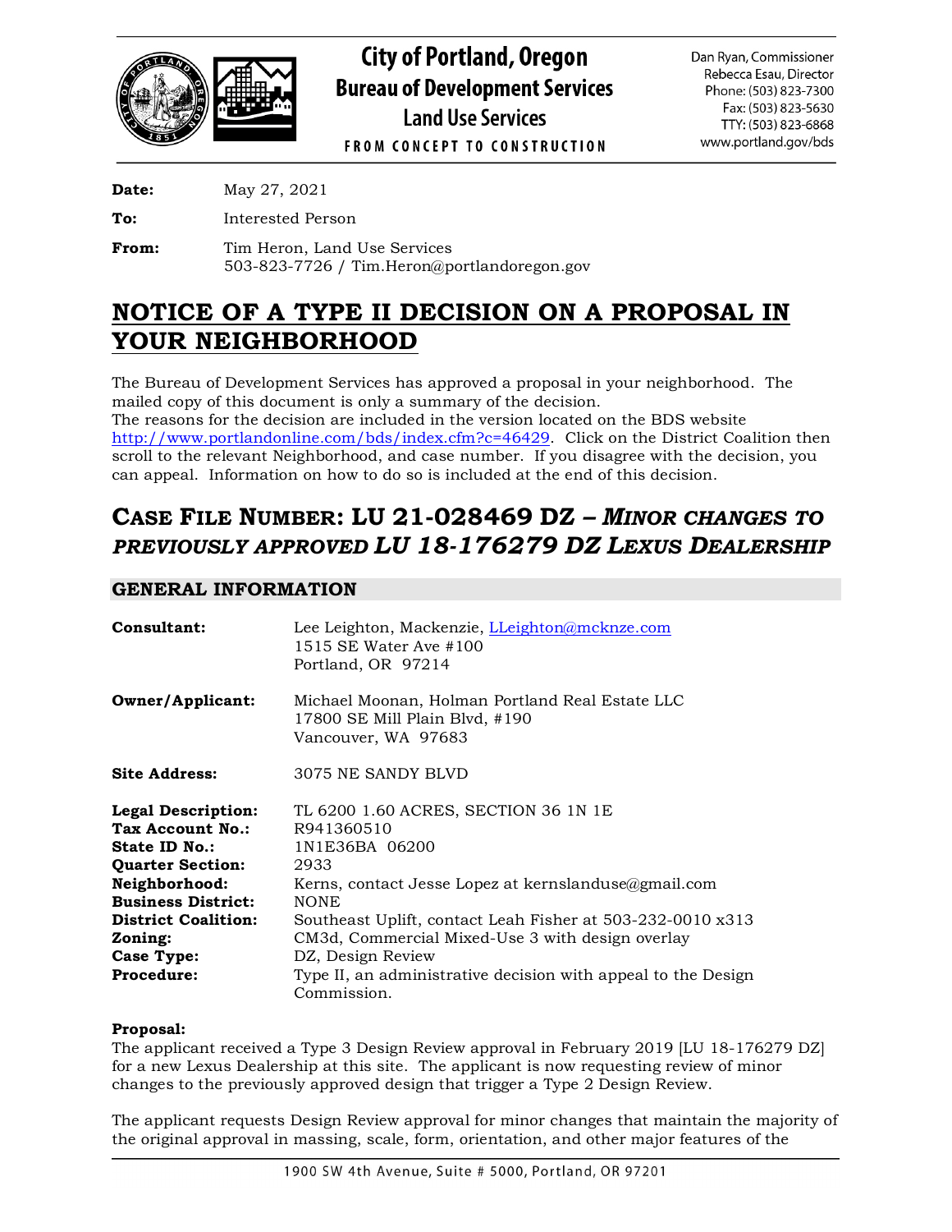# City of Portland, Oregon
## Bureau of Development Services
### Land Use Services
FROM CONCEPT TO CONSTRUCTION

Dan Ryan, Commissioner
Rebecca Esau, Director
Phone: (503) 823-7300
Fax: (503) 823-5630
TTY: (503) 823-6868
www.portland.gov/bds

**Date:** May 27, 2021

**To:** Interested Person

**From:** Tim Heron, Land Use Services
503-823-7726 / Tim.Heron@portlandoregon.gov

# NOTICE OF A TYPE II DECISION ON A PROPOSAL IN YOUR NEIGHBORHOOD

The Bureau of Development Services has approved a proposal in your neighborhood. The mailed copy of this document is only a summary of the decision.
The reasons for the decision are included in the version located on the BDS website http://www.portlandonline.com/bds/index.cfm?c=46429. Click on the District Coalition then scroll to the relevant Neighborhood, and case number. If you disagree with the decision, you can appeal. Information on how to do so is included at the end of this decision.

## CASE FILE NUMBER: LU 21-028469 DZ – *MINOR CHANGES TO PREVIOUSLY APPROVED* LU 18-176279 DZ LEXUS DEALERSHIP

## GENERAL INFORMATION

**Consultant:** Lee Leighton, Mackenzie, LLeighton@mcknze.com
1515 SE Water Ave #100
Portland, OR 97214

**Owner/Applicant:** Michael Moonan, Holman Portland Real Estate LLC
17800 SE Mill Plain Blvd, #190
Vancouver, WA 97683

**Site Address:** 3075 NE SANDY BLVD

**Legal Description:** TL 6200 1.60 ACRES, SECTION 36 1N 1E
**Tax Account No.:** R941360510
**State ID No.:** 1N1E36BA 06200
**Quarter Section:** 2933
**Neighborhood:** Kerns, contact Jesse Lopez at kernslanduse@gmail.com
**Business District:** NONE
**District Coalition:** Southeast Uplift, contact Leah Fisher at 503-232-0010 x313
**Zoning:** CM3d, Commercial Mixed-Use 3 with design overlay
**Case Type:** DZ, Design Review
**Procedure:** Type II, an administrative decision with appeal to the Design Commission.

**Proposal:**
The applicant received a Type 3 Design Review approval in February 2019 [LU 18-176279 DZ] for a new Lexus Dealership at this site. The applicant is now requesting review of minor changes to the previously approved design that trigger a Type 2 Design Review.

The applicant requests Design Review approval for minor changes that maintain the majority of the original approval in massing, scale, form, orientation, and other major features of the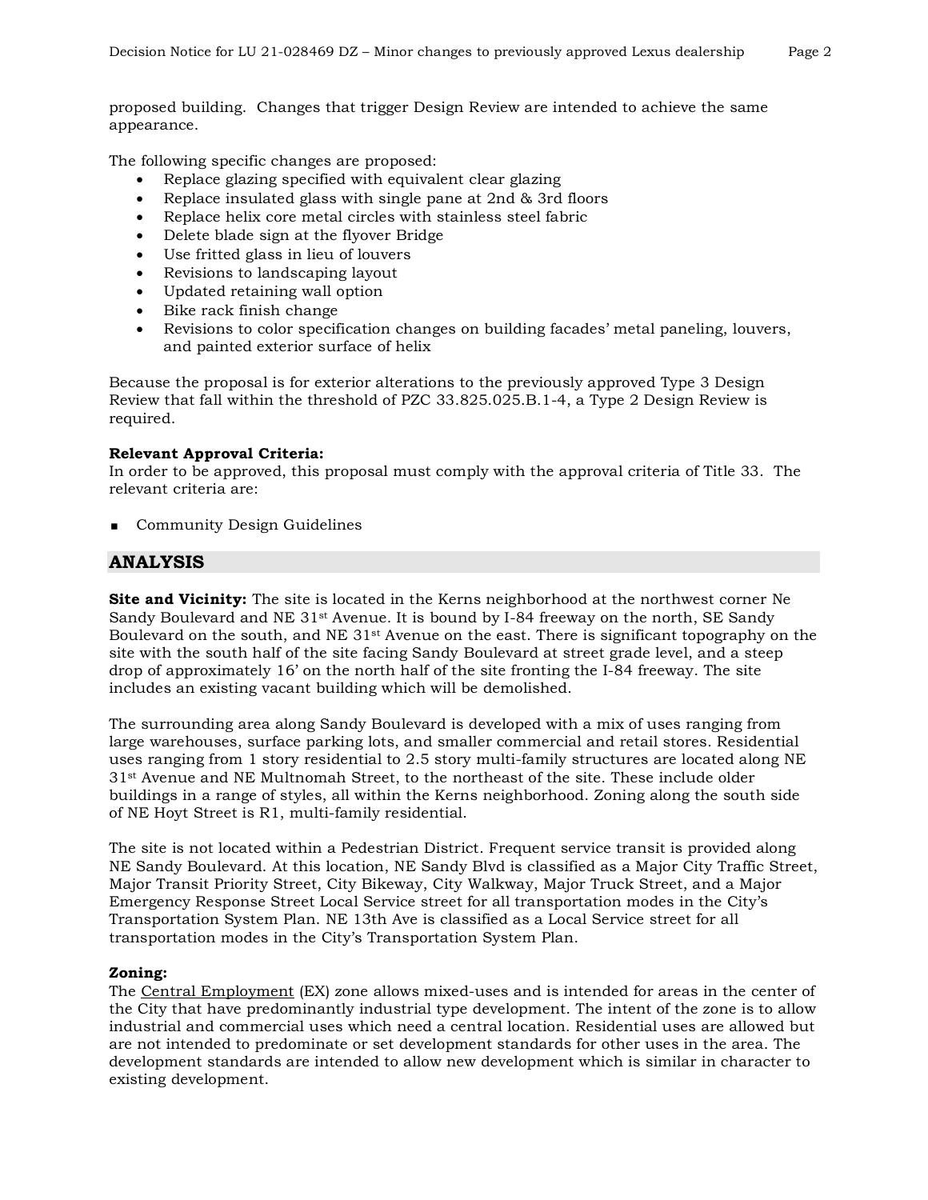proposed building. Changes that trigger Design Review are intended to achieve the same appearance.

The following specific changes are proposed:

- Replace glazing specified with equivalent clear glazing
- Replace insulated glass with single pane at 2nd & 3rd floors
- Replace helix core metal circles with stainless steel fabric
- Delete blade sign at the flyover Bridge
- Use fritted glass in lieu of louvers
- Revisions to landscaping layout
- Updated retaining wall option
- Bike rack finish change
- Revisions to color specification changes on building facades' metal paneling, louvers, and painted exterior surface of helix

Because the proposal is for exterior alterations to the previously approved Type 3 Design Review that fall within the threshold of PZC 33.825.025.B.1-4, a Type 2 Design Review is required.

**Relevant Approval Criteria:**
In order to be approved, this proposal must comply with the approval criteria of Title 33. The relevant criteria are:

- Community Design Guidelines

## ANALYSIS

**Site and Vicinity:** The site is located in the Kerns neighborhood at the northwest corner Ne Sandy Boulevard and NE 31st Avenue. It is bound by I-84 freeway on the north, SE Sandy Boulevard on the south, and NE 31st Avenue on the east. There is significant topography on the site with the south half of the site facing Sandy Boulevard at street grade level, and a steep drop of approximately 16' on the north half of the site fronting the I-84 freeway. The site includes an existing vacant building which will be demolished.

The surrounding area along Sandy Boulevard is developed with a mix of uses ranging from large warehouses, surface parking lots, and smaller commercial and retail stores. Residential uses ranging from 1 story residential to 2.5 story multi-family structures are located along NE 31st Avenue and NE Multnomah Street, to the northeast of the site. These include older buildings in a range of styles, all within the Kerns neighborhood. Zoning along the south side of NE Hoyt Street is R1, multi-family residential.

The site is not located within a Pedestrian District. Frequent service transit is provided along NE Sandy Boulevard. At this location, NE Sandy Blvd is classified as a Major City Traffic Street, Major Transit Priority Street, City Bikeway, City Walkway, Major Truck Street, and a Major Emergency Response Street Local Service street for all transportation modes in the City's Transportation System Plan. NE 13th Ave is classified as a Local Service street for all transportation modes in the City's Transportation System Plan.

**Zoning:**
The Central Employment (EX) zone allows mixed-uses and is intended for areas in the center of the City that have predominantly industrial type development. The intent of the zone is to allow industrial and commercial uses which need a central location. Residential uses are allowed but are not intended to predominate or set development standards for other uses in the area. The development standards are intended to allow new development which is similar in character to existing development.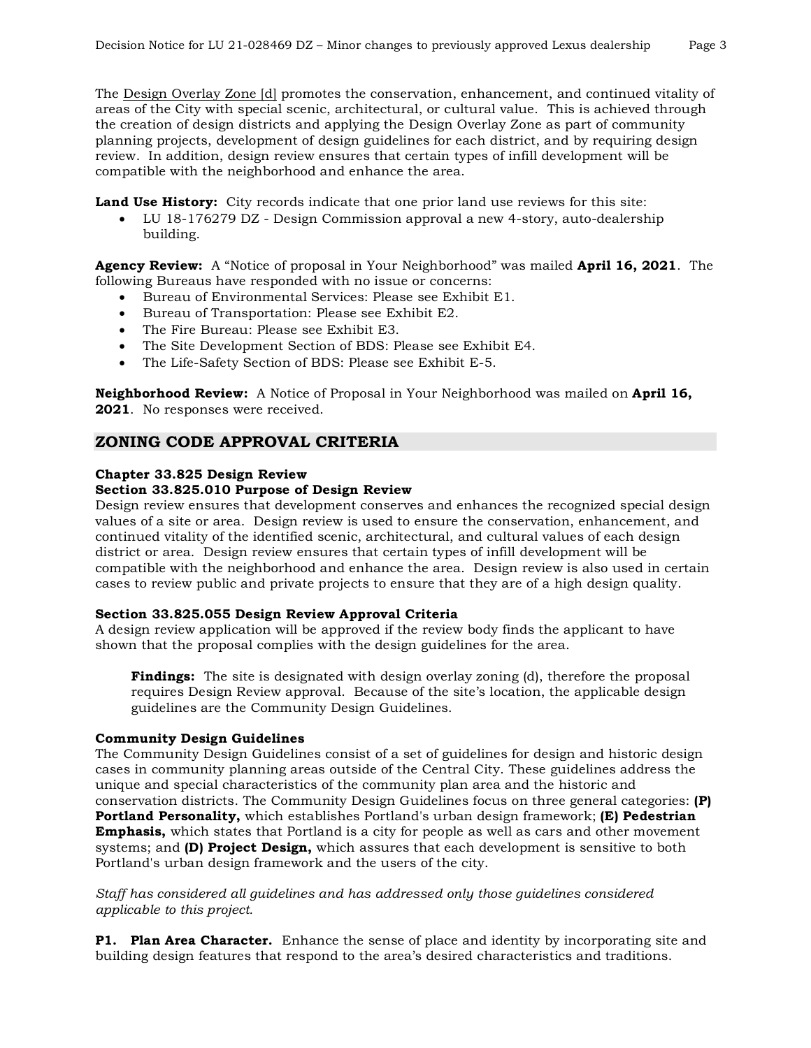The Design Overlay Zone [d] promotes the conservation, enhancement, and continued vitality of areas of the City with special scenic, architectural, or cultural value. This is achieved through the creation of design districts and applying the Design Overlay Zone as part of community planning projects, development of design guidelines for each district, and by requiring design review. In addition, design review ensures that certain types of infill development will be compatible with the neighborhood and enhance the area.

**Land Use History:** City records indicate that one prior land use reviews for this site:

- LU 18-176279 DZ - Design Commission approval a new 4-story, auto-dealership building.

**Agency Review:** A "Notice of proposal in Your Neighborhood" was mailed **April 16, 2021**. The following Bureaus have responded with no issue or concerns:

- Bureau of Environmental Services: Please see Exhibit E1.
- Bureau of Transportation: Please see Exhibit E2.
- The Fire Bureau: Please see Exhibit E3.
- The Site Development Section of BDS: Please see Exhibit E4.
- The Life-Safety Section of BDS: Please see Exhibit E-5.

**Neighborhood Review:** A Notice of Proposal in Your Neighborhood was mailed on **April 16, 2021**. No responses were received.

## ZONING CODE APPROVAL CRITERIA

**Chapter 33.825 Design Review**
**Section 33.825.010 Purpose of Design Review**
Design review ensures that development conserves and enhances the recognized special design values of a site or area. Design review is used to ensure the conservation, enhancement, and continued vitality of the identified scenic, architectural, and cultural values of each design district or area. Design review ensures that certain types of infill development will be compatible with the neighborhood and enhance the area. Design review is also used in certain cases to review public and private projects to ensure that they are of a high design quality.

**Section 33.825.055 Design Review Approval Criteria**
A design review application will be approved if the review body finds the applicant to have shown that the proposal complies with the design guidelines for the area.

> **Findings:** The site is designated with design overlay zoning (d), therefore the proposal requires Design Review approval. Because of the site's location, the applicable design guidelines are the Community Design Guidelines.

**Community Design Guidelines**
The Community Design Guidelines consist of a set of guidelines for design and historic design cases in community planning areas outside of the Central City. These guidelines address the unique and special characteristics of the community plan area and the historic and conservation districts. The Community Design Guidelines focus on three general categories: **(P) Portland Personality,** which establishes Portland's urban design framework; **(E) Pedestrian Emphasis,** which states that Portland is a city for people as well as cars and other movement systems; and **(D) Project Design,** which assures that each development is sensitive to both Portland's urban design framework and the users of the city.

*Staff has considered all guidelines and has addressed only those guidelines considered applicable to this project.*

**P1. Plan Area Character.** Enhance the sense of place and identity by incorporating site and building design features that respond to the area's desired characteristics and traditions.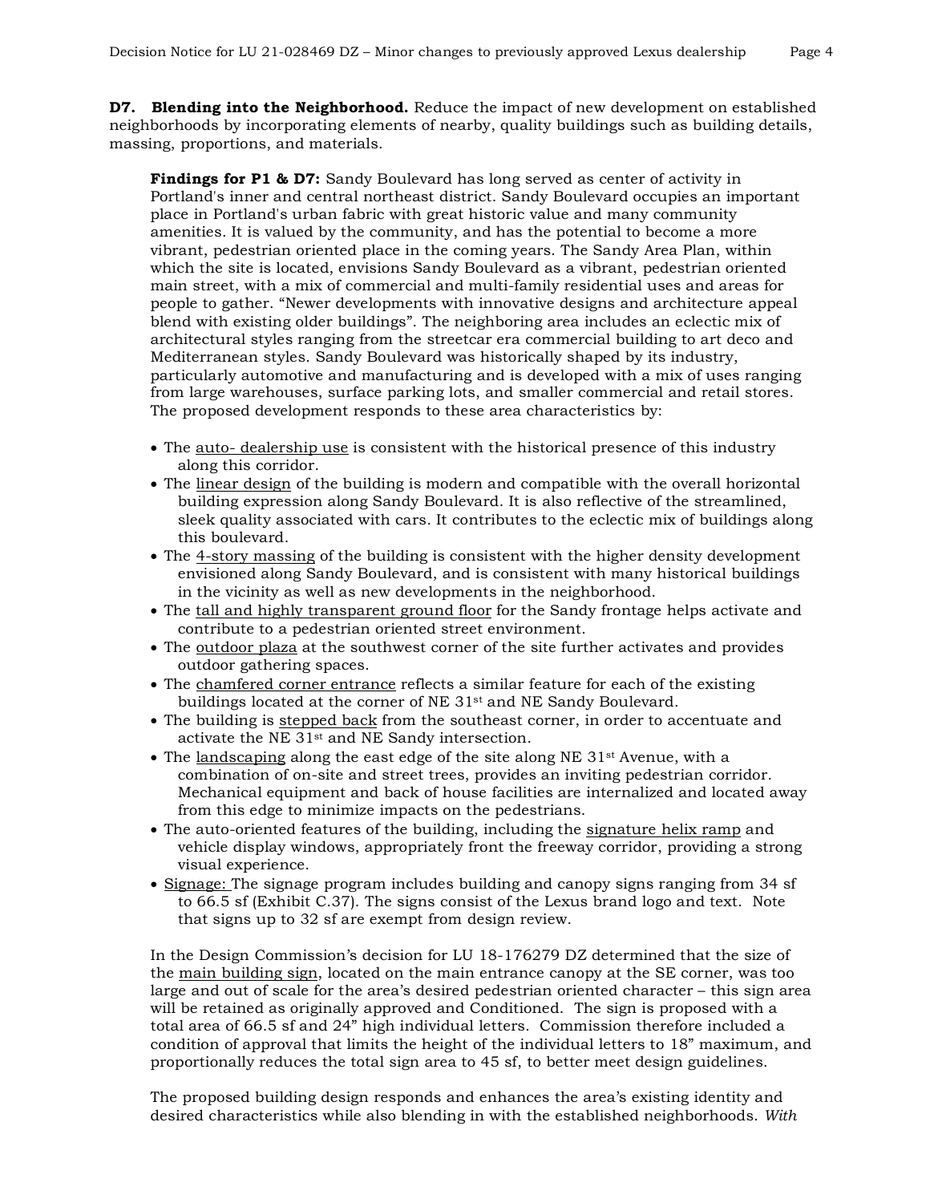**D7. Blending into the Neighborhood.** Reduce the impact of new development on established neighborhoods by incorporating elements of nearby, quality buildings such as building details, massing, proportions, and materials.

**Findings for P1 & D7:** Sandy Boulevard has long served as center of activity in Portland's inner and central northeast district. Sandy Boulevard occupies an important place in Portland's urban fabric with great historic value and many community amenities. It is valued by the community, and has the potential to become a more vibrant, pedestrian oriented place in the coming years. The Sandy Area Plan, within which the site is located, envisions Sandy Boulevard as a vibrant, pedestrian oriented main street, with a mix of commercial and multi-family residential uses and areas for people to gather. "Newer developments with innovative designs and architecture appeal blend with existing older buildings". The neighboring area includes an eclectic mix of architectural styles ranging from the streetcar era commercial building to art deco and Mediterranean styles. Sandy Boulevard was historically shaped by its industry, particularly automotive and manufacturing and is developed with a mix of uses ranging from large warehouses, surface parking lots, and smaller commercial and retail stores. The proposed development responds to these area characteristics by:

- The <u>auto- dealership use</u> is consistent with the historical presence of this industry along this corridor.
- The <u>linear design</u> of the building is modern and compatible with the overall horizontal building expression along Sandy Boulevard. It is also reflective of the streamlined, sleek quality associated with cars. It contributes to the eclectic mix of buildings along this boulevard.
- The <u>4-story massing</u> of the building is consistent with the higher density development envisioned along Sandy Boulevard, and is consistent with many historical buildings in the vicinity as well as new developments in the neighborhood.
- The <u>tall and highly transparent ground floor</u> for the Sandy frontage helps activate and contribute to a pedestrian oriented street environment.
- The <u>outdoor plaza</u> at the southwest corner of the site further activates and provides outdoor gathering spaces.
- The <u>chamfered corner entrance</u> reflects a similar feature for each of the existing buildings located at the corner of NE 31st and NE Sandy Boulevard.
- The building is <u>stepped back</u> from the southeast corner, in order to accentuate and activate the NE 31st and NE Sandy intersection.
- The <u>landscaping</u> along the east edge of the site along NE 31st Avenue, with a combination of on-site and street trees, provides an inviting pedestrian corridor. Mechanical equipment and back of house facilities are internalized and located away from this edge to minimize impacts on the pedestrians.
- The auto-oriented features of the building, including the <u>signature helix ramp</u> and vehicle display windows, appropriately front the freeway corridor, providing a strong visual experience.
- <u>Signage:</u> The signage program includes building and canopy signs ranging from 34 sf to 66.5 sf (Exhibit C.37). The signs consist of the Lexus brand logo and text. Note that signs up to 32 sf are exempt from design review.

In the Design Commission's decision for LU 18-176279 DZ determined that the size of the <u>main building sign</u>, located on the main entrance canopy at the SE corner, was too large and out of scale for the area's desired pedestrian oriented character – this sign area will be retained as originally approved and Conditioned. The sign is proposed with a total area of 66.5 sf and 24" high individual letters. Commission therefore included a condition of approval that limits the height of the individual letters to 18" maximum, and proportionally reduces the total sign area to 45 sf, to better meet design guidelines.

The proposed building design responds and enhances the area's existing identity and desired characteristics while also blending in with the established neighborhoods. *With*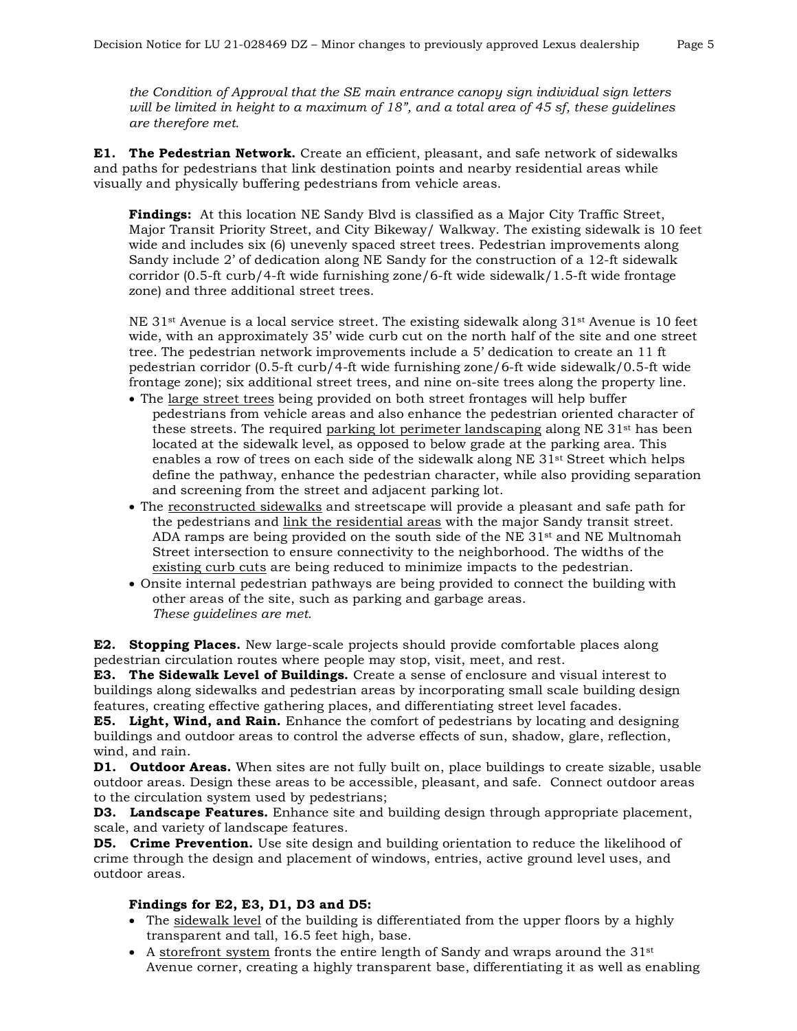*the Condition of Approval that the SE main entrance canopy sign individual sign letters will be limited in height to a maximum of 18", and a total area of 45 sf, these guidelines are therefore met.*

**E1. The Pedestrian Network.** Create an efficient, pleasant, and safe network of sidewalks and paths for pedestrians that link destination points and nearby residential areas while visually and physically buffering pedestrians from vehicle areas.

**Findings:** At this location NE Sandy Blvd is classified as a Major City Traffic Street, Major Transit Priority Street, and City Bikeway/ Walkway. The existing sidewalk is 10 feet wide and includes six (6) unevenly spaced street trees. Pedestrian improvements along Sandy include 2' of dedication along NE Sandy for the construction of a 12-ft sidewalk corridor (0.5-ft curb/4-ft wide furnishing zone/6-ft wide sidewalk/1.5-ft wide frontage zone) and three additional street trees.

NE 31st Avenue is a local service street. The existing sidewalk along 31st Avenue is 10 feet wide, with an approximately 35' wide curb cut on the north half of the site and one street tree. The pedestrian network improvements include a 5' dedication to create an 11 ft pedestrian corridor (0.5-ft curb/4-ft wide furnishing zone/6-ft wide sidewalk/0.5-ft wide frontage zone); six additional street trees, and nine on-site trees along the property line.

- The large street trees being provided on both street frontages will help buffer pedestrians from vehicle areas and also enhance the pedestrian oriented character of these streets. The required parking lot perimeter landscaping along NE 31st has been located at the sidewalk level, as opposed to below grade at the parking area. This enables a row of trees on each side of the sidewalk along NE 31st Street which helps define the pathway, enhance the pedestrian character, while also providing separation and screening from the street and adjacent parking lot.
- The reconstructed sidewalks and streetscape will provide a pleasant and safe path for the pedestrians and link the residential areas with the major Sandy transit street. ADA ramps are being provided on the south side of the NE 31st and NE Multnomah Street intersection to ensure connectivity to the neighborhood. The widths of the existing curb cuts are being reduced to minimize impacts to the pedestrian.
- Onsite internal pedestrian pathways are being provided to connect the building with other areas of the site, such as parking and garbage areas.
  *These guidelines are met.*

**E2. Stopping Places.** New large-scale projects should provide comfortable places along pedestrian circulation routes where people may stop, visit, meet, and rest.
**E3. The Sidewalk Level of Buildings.** Create a sense of enclosure and visual interest to buildings along sidewalks and pedestrian areas by incorporating small scale building design features, creating effective gathering places, and differentiating street level facades.
**E5. Light, Wind, and Rain.** Enhance the comfort of pedestrians by locating and designing buildings and outdoor areas to control the adverse effects of sun, shadow, glare, reflection, wind, and rain.
**D1. Outdoor Areas.** When sites are not fully built on, place buildings to create sizable, usable outdoor areas. Design these areas to be accessible, pleasant, and safe. Connect outdoor areas to the circulation system used by pedestrians;
**D3. Landscape Features.** Enhance site and building design through appropriate placement, scale, and variety of landscape features.
**D5. Crime Prevention.** Use site design and building orientation to reduce the likelihood of crime through the design and placement of windows, entries, active ground level uses, and outdoor areas.

**Findings for E2, E3, D1, D3 and D5:**

- The sidewalk level of the building is differentiated from the upper floors by a highly transparent and tall, 16.5 feet high, base.
- A storefront system fronts the entire length of Sandy and wraps around the 31st Avenue corner, creating a highly transparent base, differentiating it as well as enabling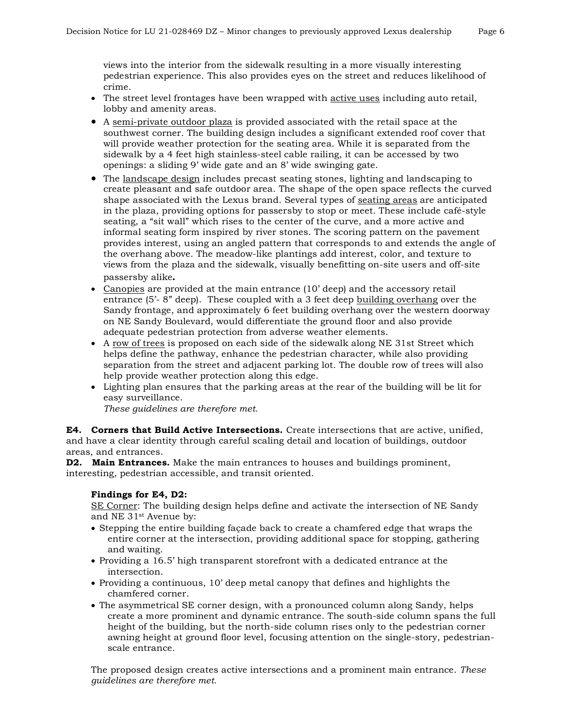views into the interior from the sidewalk resulting in a more visually interesting pedestrian experience. This also provides eyes on the street and reduces likelihood of crime.

- The street level frontages have been wrapped with <u>active uses</u> including auto retail, lobby and amenity areas.
- A <u>semi-private outdoor plaza</u> is provided associated with the retail space at the southwest corner. The building design includes a significant extended roof cover that will provide weather protection for the seating area. While it is separated from the sidewalk by a 4 feet high stainless-steel cable railing, it can be accessed by two openings: a sliding 9' wide gate and an 8' wide swinging gate.
- The <u>landscape design</u> includes precast seating stones, lighting and landscaping to create pleasant and safe outdoor area. The shape of the open space reflects the curved shape associated with the Lexus brand. Several types of <u>seating areas</u> are anticipated in the plaza, providing options for passersby to stop or meet. These include café-style seating, a "sit wall" which rises to the center of the curve, and a more active and informal seating form inspired by river stones. The scoring pattern on the pavement provides interest, using an angled pattern that corresponds to and extends the angle of the overhang above. The meadow-like plantings add interest, color, and texture to views from the plaza and the sidewalk, visually benefitting on-site users and off-site passersby alike**.**
- <u>Canopies</u> are provided at the main entrance (10' deep) and the accessory retail entrance (5'- 8" deep). These coupled with a 3 feet deep <u>building overhang</u> over the Sandy frontage, and approximately 6 feet building overhang over the western doorway on NE Sandy Boulevard, would differentiate the ground floor and also provide adequate pedestrian protection from adverse weather elements.
- A <u>row of trees</u> is proposed on each side of the sidewalk along NE 31st Street which helps define the pathway, enhance the pedestrian character, while also providing separation from the street and adjacent parking lot. The double row of trees will also help provide weather protection along this edge.
- Lighting plan ensures that the parking areas at the rear of the building will be lit for easy surveillance.
  *These guidelines are therefore met.*

**E4. Corners that Build Active Intersections.** Create intersections that are active, unified, and have a clear identity through careful scaling detail and location of buildings, outdoor areas, and entrances.
**D2. Main Entrances.** Make the main entrances to houses and buildings prominent, interesting, pedestrian accessible, and transit oriented.

**Findings for E4, D2:**
<u>SE Corner</u>: The building design helps define and activate the intersection of NE Sandy and NE 31st Avenue by:

- Stepping the entire building façade back to create a chamfered edge that wraps the entire corner at the intersection, providing additional space for stopping, gathering and waiting.
- Providing a 16.5' high transparent storefront with a dedicated entrance at the intersection.
- Providing a continuous, 10' deep metal canopy that defines and highlights the chamfered corner.
- The asymmetrical SE corner design, with a pronounced column along Sandy, helps create a more prominent and dynamic entrance. The south-side column spans the full height of the building, but the north-side column rises only to the pedestrian corner awning height at ground floor level, focusing attention on the single-story, pedestrian-scale entrance.

The proposed design creates active intersections and a prominent main entrance. *These guidelines are therefore met.*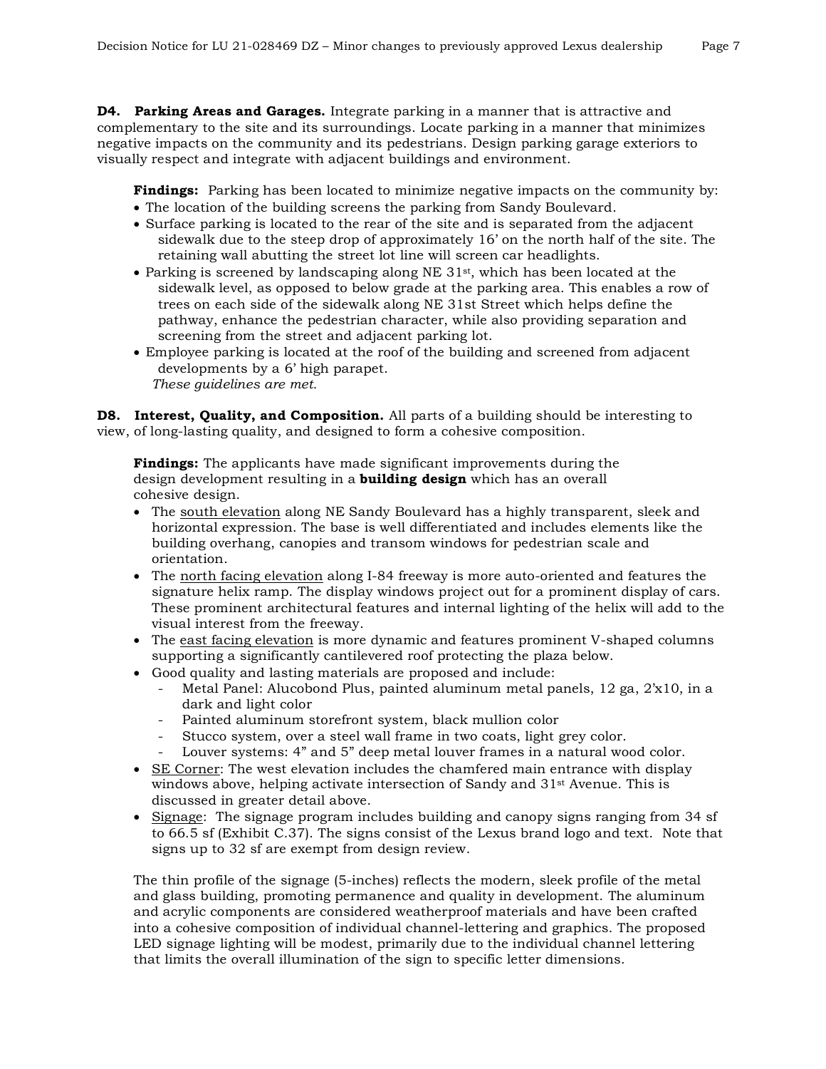**D4. Parking Areas and Garages.** Integrate parking in a manner that is attractive and complementary to the site and its surroundings. Locate parking in a manner that minimizes negative impacts on the community and its pedestrians. Design parking garage exteriors to visually respect and integrate with adjacent buildings and environment.

**Findings:** Parking has been located to minimize negative impacts on the community by:

- The location of the building screens the parking from Sandy Boulevard.
- Surface parking is located to the rear of the site and is separated from the adjacent sidewalk due to the steep drop of approximately 16' on the north half of the site. The retaining wall abutting the street lot line will screen car headlights.
- Parking is screened by landscaping along NE 31st, which has been located at the sidewalk level, as opposed to below grade at the parking area. This enables a row of trees on each side of the sidewalk along NE 31st Street which helps define the pathway, enhance the pedestrian character, while also providing separation and screening from the street and adjacent parking lot.
- Employee parking is located at the roof of the building and screened from adjacent developments by a 6' high parapet.

*These guidelines are met.*

**D8. Interest, Quality, and Composition.** All parts of a building should be interesting to view, of long-lasting quality, and designed to form a cohesive composition.

**Findings:** The applicants have made significant improvements during the design development resulting in a **building design** which has an overall cohesive design.

- The south elevation along NE Sandy Boulevard has a highly transparent, sleek and horizontal expression. The base is well differentiated and includes elements like the building overhang, canopies and transom windows for pedestrian scale and orientation.
- The north facing elevation along I-84 freeway is more auto-oriented and features the signature helix ramp. The display windows project out for a prominent display of cars. These prominent architectural features and internal lighting of the helix will add to the visual interest from the freeway.
- The east facing elevation is more dynamic and features prominent V-shaped columns supporting a significantly cantilevered roof protecting the plaza below.
- Good quality and lasting materials are proposed and include:
  - Metal Panel: Alucobond Plus, painted aluminum metal panels, 12 ga, 2'x10, in a dark and light color
  - Painted aluminum storefront system, black mullion color
  - Stucco system, over a steel wall frame in two coats, light grey color.
  - Louver systems: 4" and 5" deep metal louver frames in a natural wood color.
- SE Corner: The west elevation includes the chamfered main entrance with display windows above, helping activate intersection of Sandy and 31st Avenue. This is discussed in greater detail above.
- Signage: The signage program includes building and canopy signs ranging from 34 sf to 66.5 sf (Exhibit C.37). The signs consist of the Lexus brand logo and text. Note that signs up to 32 sf are exempt from design review.

The thin profile of the signage (5-inches) reflects the modern, sleek profile of the metal and glass building, promoting permanence and quality in development. The aluminum and acrylic components are considered weatherproof materials and have been crafted into a cohesive composition of individual channel-lettering and graphics. The proposed LED signage lighting will be modest, primarily due to the individual channel lettering that limits the overall illumination of the sign to specific letter dimensions.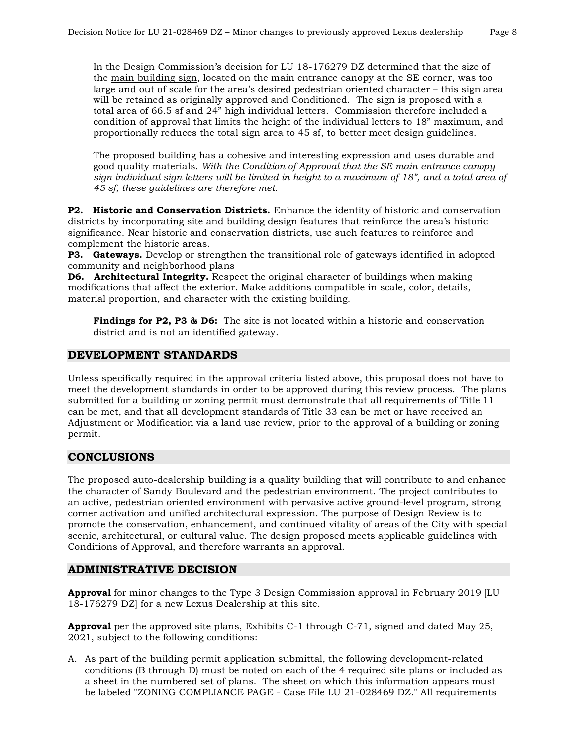In the Design Commission's decision for LU 18-176279 DZ determined that the size of the <u>main building sign</u>, located on the main entrance canopy at the SE corner, was too large and out of scale for the area's desired pedestrian oriented character – this sign area will be retained as originally approved and Conditioned. The sign is proposed with a total area of 66.5 sf and 24" high individual letters. Commission therefore included a condition of approval that limits the height of the individual letters to 18" maximum, and proportionally reduces the total sign area to 45 sf, to better meet design guidelines.

The proposed building has a cohesive and interesting expression and uses durable and good quality materials. *With the Condition of Approval that the SE main entrance canopy sign individual sign letters will be limited in height to a maximum of 18", and a total area of 45 sf, these guidelines are therefore met.*

**P2. Historic and Conservation Districts.** Enhance the identity of historic and conservation districts by incorporating site and building design features that reinforce the area's historic significance. Near historic and conservation districts, use such features to reinforce and complement the historic areas.

**P3. Gateways.** Develop or strengthen the transitional role of gateways identified in adopted community and neighborhood plans

**D6. Architectural Integrity.** Respect the original character of buildings when making modifications that affect the exterior. Make additions compatible in scale, color, details, material proportion, and character with the existing building.

**Findings for P2, P3 & D6:** The site is not located within a historic and conservation district and is not an identified gateway.

## DEVELOPMENT STANDARDS

Unless specifically required in the approval criteria listed above, this proposal does not have to meet the development standards in order to be approved during this review process. The plans submitted for a building or zoning permit must demonstrate that all requirements of Title 11 can be met, and that all development standards of Title 33 can be met or have received an Adjustment or Modification via a land use review, prior to the approval of a building or zoning permit.

## CONCLUSIONS

The proposed auto-dealership building is a quality building that will contribute to and enhance the character of Sandy Boulevard and the pedestrian environment. The project contributes to an active, pedestrian oriented environment with pervasive active ground-level program, strong corner activation and unified architectural expression. The purpose of Design Review is to promote the conservation, enhancement, and continued vitality of areas of the City with special scenic, architectural, or cultural value. The design proposed meets applicable guidelines with Conditions of Approval, and therefore warrants an approval.

## ADMINISTRATIVE DECISION

**Approval** for minor changes to the Type 3 Design Commission approval in February 2019 [LU 18-176279 DZ] for a new Lexus Dealership at this site.

**Approval** per the approved site plans, Exhibits C-1 through C-71, signed and dated May 25, 2021, subject to the following conditions:

A. As part of the building permit application submittal, the following development-related conditions (B through D) must be noted on each of the 4 required site plans or included as a sheet in the numbered set of plans. The sheet on which this information appears must be labeled "ZONING COMPLIANCE PAGE - Case File LU 21-028469 DZ." All requirements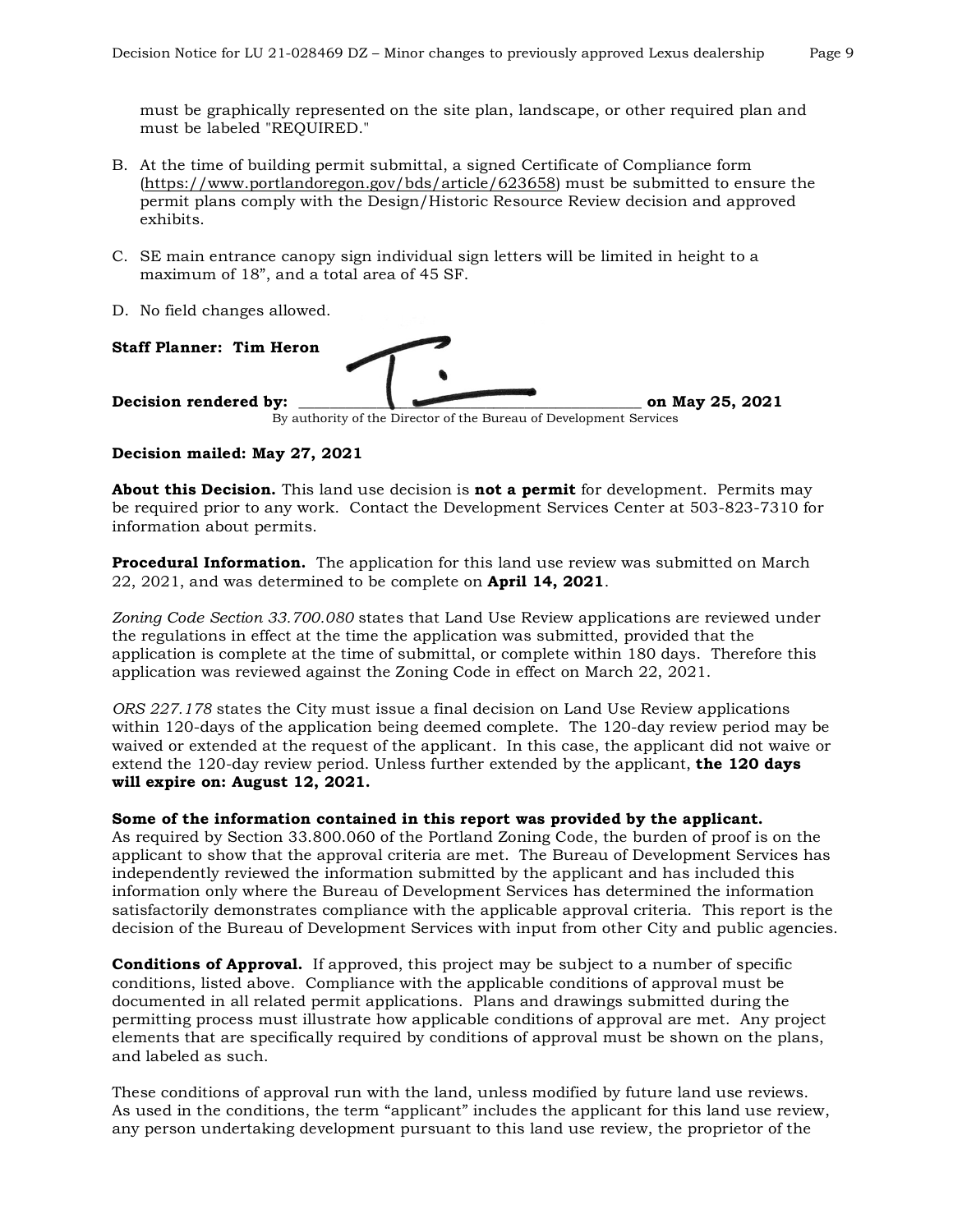must be graphically represented on the site plan, landscape, or other required plan and must be labeled "REQUIRED."

B. At the time of building permit submittal, a signed Certificate of Compliance form (https://www.portlandoregon.gov/bds/article/623658) must be submitted to ensure the permit plans comply with the Design/Historic Resource Review decision and approved exhibits.

C. SE main entrance canopy sign individual sign letters will be limited in height to a maximum of 18”, and a total area of 45 SF.

D. No field changes allowed.

**Staff Planner: Tim Heron**

**Decision rendered by:** ____________________________________________ **on May 25, 2021**
By authority of the Director of the Bureau of Development Services

**Decision mailed: May 27, 2021**

**About this Decision.** This land use decision is **not a permit** for development. Permits may be required prior to any work. Contact the Development Services Center at 503-823-7310 for information about permits.

**Procedural Information.** The application for this land use review was submitted on March 22, 2021, and was determined to be complete on **April 14, 2021**.

*Zoning Code Section 33.700.080* states that Land Use Review applications are reviewed under the regulations in effect at the time the application was submitted, provided that the application is complete at the time of submittal, or complete within 180 days. Therefore this application was reviewed against the Zoning Code in effect on March 22, 2021.

*ORS 227.178* states the City must issue a final decision on Land Use Review applications within 120-days of the application being deemed complete. The 120-day review period may be waived or extended at the request of the applicant. In this case, the applicant did not waive or extend the 120-day review period. Unless further extended by the applicant, **the 120 days will expire on: August 12, 2021.**

**Some of the information contained in this report was provided by the applicant.**
As required by Section 33.800.060 of the Portland Zoning Code, the burden of proof is on the applicant to show that the approval criteria are met. The Bureau of Development Services has independently reviewed the information submitted by the applicant and has included this information only where the Bureau of Development Services has determined the information satisfactorily demonstrates compliance with the applicable approval criteria. This report is the decision of the Bureau of Development Services with input from other City and public agencies.

**Conditions of Approval.** If approved, this project may be subject to a number of specific conditions, listed above. Compliance with the applicable conditions of approval must be documented in all related permit applications. Plans and drawings submitted during the permitting process must illustrate how applicable conditions of approval are met. Any project elements that are specifically required by conditions of approval must be shown on the plans, and labeled as such.

These conditions of approval run with the land, unless modified by future land use reviews. As used in the conditions, the term “applicant” includes the applicant for this land use review, any person undertaking development pursuant to this land use review, the proprietor of the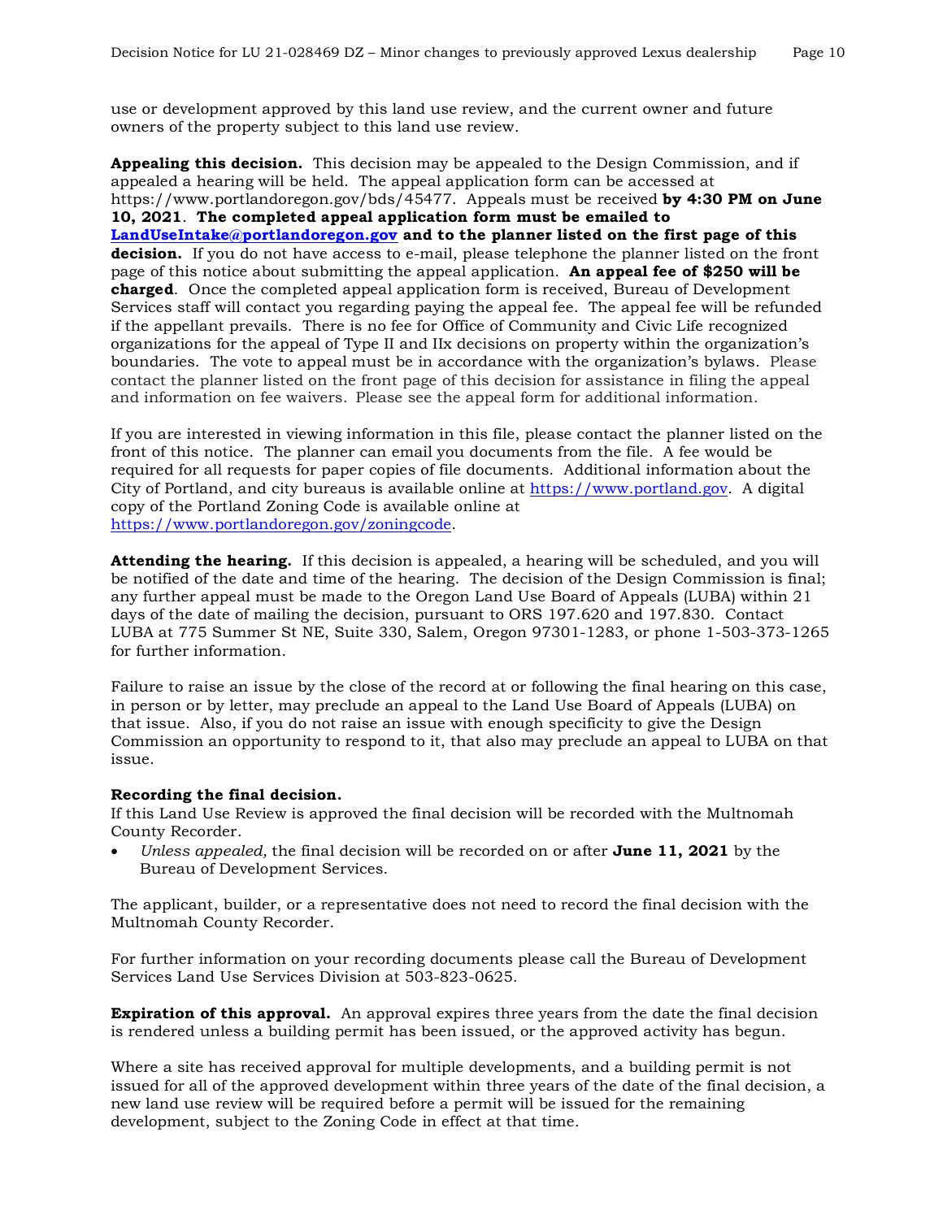use or development approved by this land use review, and the current owner and future owners of the property subject to this land use review.

**Appealing this decision.** This decision may be appealed to the Design Commission, and if appealed a hearing will be held. The appeal application form can be accessed at https://www.portlandoregon.gov/bds/45477. Appeals must be received **by 4:30 PM on June 10, 2021**. **The completed appeal application form must be emailed to [LandUseIntake@portlandoregon.gov](mailto:LandUseIntake@portlandoregon.gov) and to the planner listed on the first page of this decision.** If you do not have access to e-mail, please telephone the planner listed on the front page of this notice about submitting the appeal application. **An appeal fee of $250 will be charged**. Once the completed appeal application form is received, Bureau of Development Services staff will contact you regarding paying the appeal fee. The appeal fee will be refunded if the appellant prevails. There is no fee for Office of Community and Civic Life recognized organizations for the appeal of Type II and IIx decisions on property within the organization's boundaries. The vote to appeal must be in accordance with the organization's bylaws. Please contact the planner listed on the front page of this decision for assistance in filing the appeal and information on fee waivers. Please see the appeal form for additional information.

If you are interested in viewing information in this file, please contact the planner listed on the front of this notice. The planner can email you documents from the file. A fee would be required for all requests for paper copies of file documents. Additional information about the City of Portland, and city bureaus is available online at [https://www.portland.gov](https://www.portland.gov). A digital copy of the Portland Zoning Code is available online at [https://www.portlandoregon.gov/zoningcode](https://www.portlandoregon.gov/zoningcode).

**Attending the hearing.** If this decision is appealed, a hearing will be scheduled, and you will be notified of the date and time of the hearing. The decision of the Design Commission is final; any further appeal must be made to the Oregon Land Use Board of Appeals (LUBA) within 21 days of the date of mailing the decision, pursuant to ORS 197.620 and 197.830. Contact LUBA at 775 Summer St NE, Suite 330, Salem, Oregon 97301-1283, or phone 1-503-373-1265 for further information.

Failure to raise an issue by the close of the record at or following the final hearing on this case, in person or by letter, may preclude an appeal to the Land Use Board of Appeals (LUBA) on that issue. Also, if you do not raise an issue with enough specificity to give the Design Commission an opportunity to respond to it, that also may preclude an appeal to LUBA on that issue.

**Recording the final decision.**
If this Land Use Review is approved the final decision will be recorded with the Multnomah County Recorder.

- *Unless appealed,* the final decision will be recorded on or after **June 11, 2021** by the Bureau of Development Services.

The applicant, builder, or a representative does not need to record the final decision with the Multnomah County Recorder.

For further information on your recording documents please call the Bureau of Development Services Land Use Services Division at 503-823-0625.

**Expiration of this approval.** An approval expires three years from the date the final decision is rendered unless a building permit has been issued, or the approved activity has begun.

Where a site has received approval for multiple developments, and a building permit is not issued for all of the approved development within three years of the date of the final decision, a new land use review will be required before a permit will be issued for the remaining development, subject to the Zoning Code in effect at that time.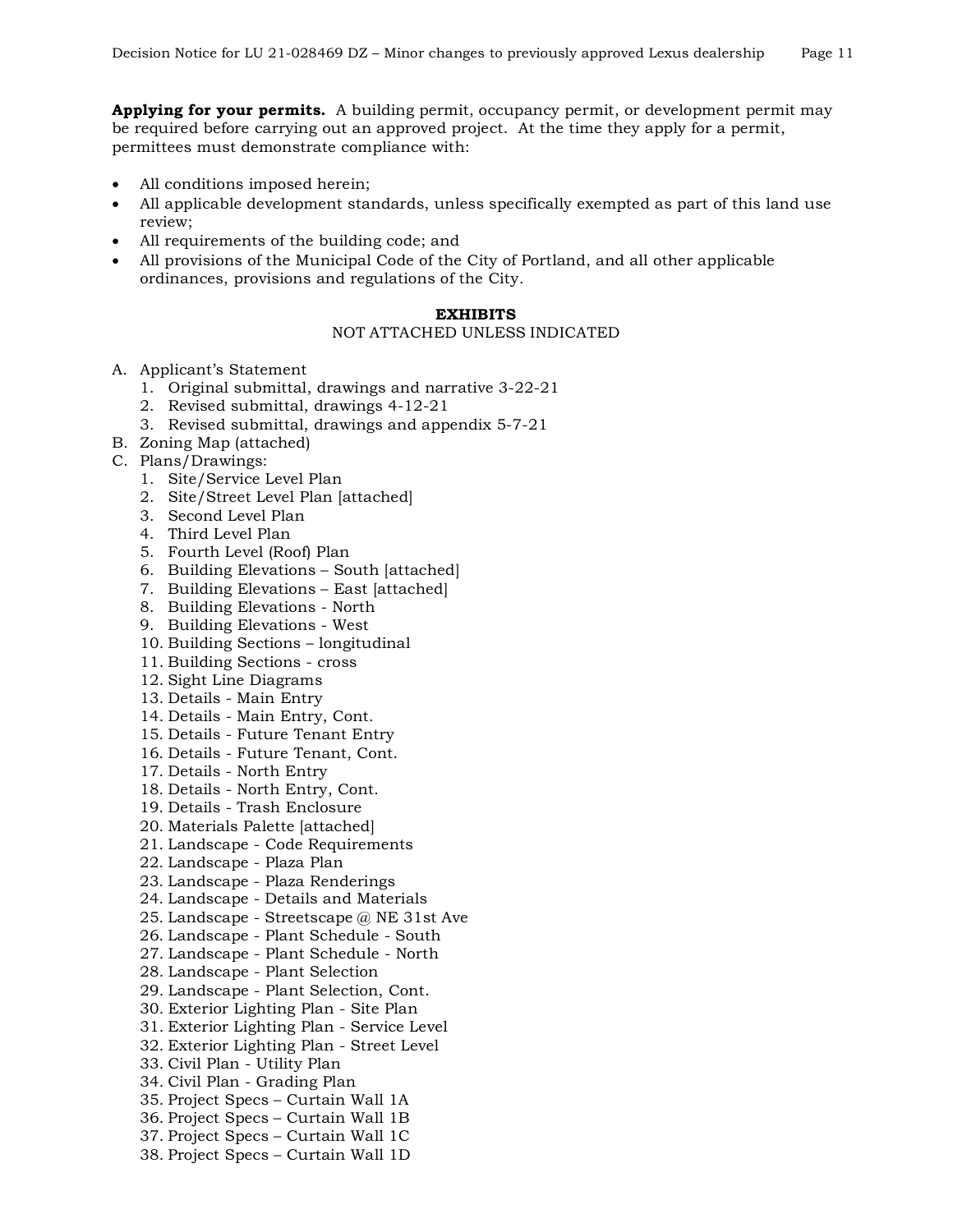**Applying for your permits.** A building permit, occupancy permit, or development permit may be required before carrying out an approved project. At the time they apply for a permit, permittees must demonstrate compliance with:

- All conditions imposed herein;
- All applicable development standards, unless specifically exempted as part of this land use review;
- All requirements of the building code; and
- All provisions of the Municipal Code of the City of Portland, and all other applicable ordinances, provisions and regulations of the City.

**EXHIBITS**

NOT ATTACHED UNLESS INDICATED

A. Applicant's Statement
   1. Original submittal, drawings and narrative 3-22-21
   2. Revised submittal, drawings 4-12-21
   3. Revised submittal, drawings and appendix 5-7-21

B. Zoning Map (attached)

C. Plans/Drawings:
   1. Site/Service Level Plan
   2. Site/Street Level Plan [attached]
   3. Second Level Plan
   4. Third Level Plan
   5. Fourth Level (Roof) Plan
   6. Building Elevations – South [attached]
   7. Building Elevations – East [attached]
   8. Building Elevations - North
   9. Building Elevations - West
   10. Building Sections – longitudinal
   11. Building Sections - cross
   12. Sight Line Diagrams
   13. Details - Main Entry
   14. Details - Main Entry, Cont.
   15. Details - Future Tenant Entry
   16. Details - Future Tenant, Cont.
   17. Details - North Entry
   18. Details - North Entry, Cont.
   19. Details - Trash Enclosure
   20. Materials Palette [attached]
   21. Landscape - Code Requirements
   22. Landscape - Plaza Plan
   23. Landscape - Plaza Renderings
   24. Landscape - Details and Materials
   25. Landscape - Streetscape @ NE 31st Ave
   26. Landscape - Plant Schedule - South
   27. Landscape - Plant Schedule - North
   28. Landscape - Plant Selection
   29. Landscape - Plant Selection, Cont.
   30. Exterior Lighting Plan - Site Plan
   31. Exterior Lighting Plan - Service Level
   32. Exterior Lighting Plan - Street Level
   33. Civil Plan - Utility Plan
   34. Civil Plan - Grading Plan
   35. Project Specs – Curtain Wall 1A
   36. Project Specs – Curtain Wall 1B
   37. Project Specs – Curtain Wall 1C
   38. Project Specs – Curtain Wall 1D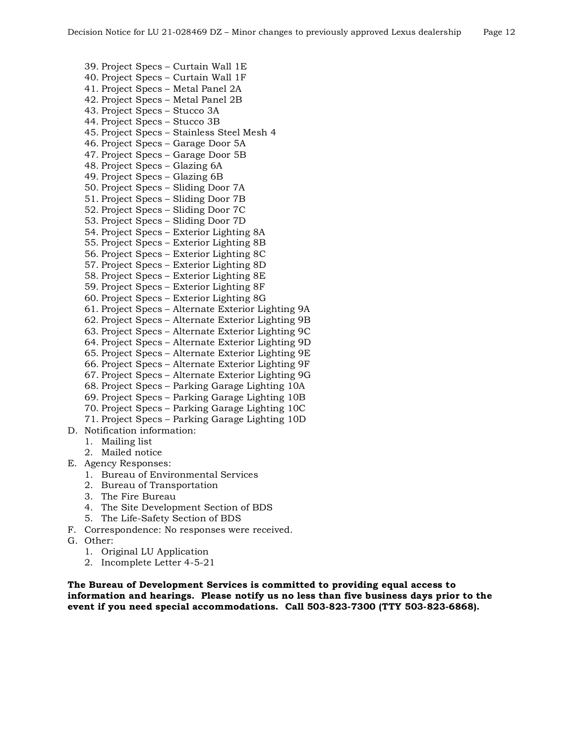39. Project Specs – Curtain Wall 1E
40. Project Specs – Curtain Wall 1F
41. Project Specs – Metal Panel 2A
42. Project Specs – Metal Panel 2B
43. Project Specs – Stucco 3A
44. Project Specs – Stucco 3B
45. Project Specs – Stainless Steel Mesh 4
46. Project Specs – Garage Door 5A
47. Project Specs – Garage Door 5B
48. Project Specs – Glazing 6A
49. Project Specs – Glazing 6B
50. Project Specs – Sliding Door 7A
51. Project Specs – Sliding Door 7B
52. Project Specs – Sliding Door 7C
53. Project Specs – Sliding Door 7D
54. Project Specs – Exterior Lighting 8A
55. Project Specs – Exterior Lighting 8B
56. Project Specs – Exterior Lighting 8C
57. Project Specs – Exterior Lighting 8D
58. Project Specs – Exterior Lighting 8E
59. Project Specs – Exterior Lighting 8F
60. Project Specs – Exterior Lighting 8G
61. Project Specs – Alternate Exterior Lighting 9A
62. Project Specs – Alternate Exterior Lighting 9B
63. Project Specs – Alternate Exterior Lighting 9C
64. Project Specs – Alternate Exterior Lighting 9D
65. Project Specs – Alternate Exterior Lighting 9E
66. Project Specs – Alternate Exterior Lighting 9F
67. Project Specs – Alternate Exterior Lighting 9G
68. Project Specs – Parking Garage Lighting 10A
69. Project Specs – Parking Garage Lighting 10B
70. Project Specs – Parking Garage Lighting 10C
71. Project Specs – Parking Garage Lighting 10D

D. Notification information:
   1. Mailing list
   2. Mailed notice

E. Agency Responses:
   1. Bureau of Environmental Services
   2. Bureau of Transportation
   3. The Fire Bureau
   4. The Site Development Section of BDS
   5. The Life-Safety Section of BDS

F. Correspondence: No responses were received.

G. Other:
   1. Original LU Application
   2. Incomplete Letter 4-5-21

**The Bureau of Development Services is committed to providing equal access to information and hearings. Please notify us no less than five business days prior to the event if you need special accommodations. Call 503-823-7300 (TTY 503-823-6868).**